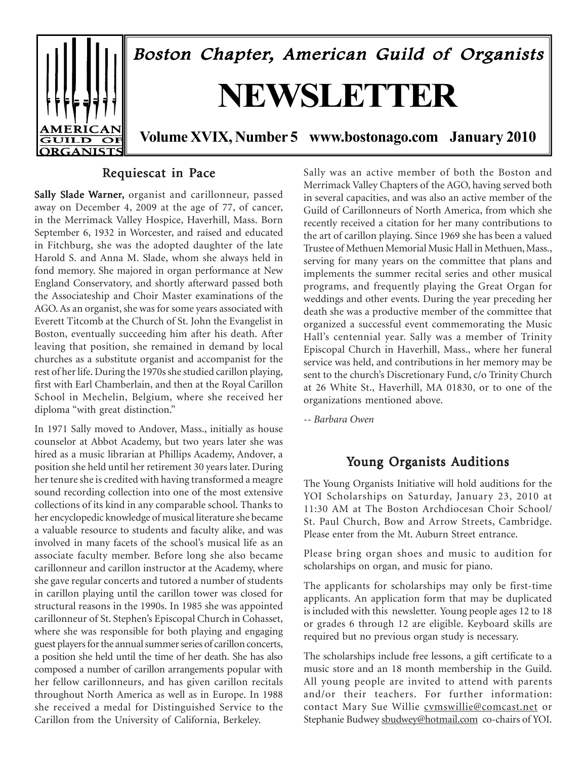# Boston Chapter, American Guild of Organists

# NEWSLETTER

**Volume XVIX, Number 5 www.bostonago.com January 2010**

## Requiescat in Pace

**Sally Slade Warner,** organist and carillonneur, passed away on December 4, 2009 at the age of 77, of cancer, in the Merrimack Valley Hospice, Haverhill, Mass. Born September 6, 1932 in Worcester, and raised and educated in Fitchburg, she was the adopted daughter of the late Harold S. and Anna M. Slade, whom she always held in fond memory. She majored in organ performance at New England Conservatory, and shortly afterward passed both the Associateship and Choir Master examinations of the AGO. As an organist, she was for some years associated with Everett Titcomb at the Church of St. John the Evangelist in Boston, eventually succeeding him after his death. After leaving that position, she remained in demand by local churches as a substitute organist and accompanist for the rest of her life. During the 1970s she studied carillon playing, first with Earl Chamberlain, and then at the Royal Carillon School in Mechelin, Belgium, where she received her diploma "with great distinction."

In 1971 Sally moved to Andover, Mass., initially as house counselor at Abbot Academy, but two years later she was hired as a music librarian at Phillips Academy, Andover, a position she held until her retirement 30 years later. During her tenure she is credited with having transformed a meagre sound recording collection into one of the most extensive collections of its kind in any comparable school. Thanks to her encyclopedic knowledge of musical literature she became a valuable resource to students and faculty alike, and was involved in many facets of the school's musical life as an associate faculty member. Before long she also became carillonneur and carillon instructor at the Academy, where she gave regular concerts and tutored a number of students in carillon playing until the carillon tower was closed for structural reasons in the 1990s. In 1985 she was appointed carillonneur of St. Stephen's Episcopal Church in Cohasset, where she was responsible for both playing and engaging guest players for the annual summer series of carillon concerts, a position she held until the time of her death. She has also composed a number of carillon arrangements popular with her fellow carillonneurs, and has given carillon recitals throughout North America as well as in Europe. In 1988 she received a medal for Distinguished Service to the Carillon from the University of California, Berkeley.

Sally was an active member of both the Boston and Merrimack Valley Chapters of the AGO, having served both in several capacities, and was also an active member of the Guild of Carillonneurs of North America, from which she recently received a citation for her many contributions to the art of carillon playing. Since 1969 she has been a valued Trustee of Methuen Memorial Music Hall in Methuen, Mass., serving for many years on the committee that plans and implements the summer recital series and other musical programs, and frequently playing the Great Organ for weddings and other events. During the year preceding her death she was a productive member of the committee that organized a successful event commemorating the Music Hall's centennial year. Sally was a member of Trinity Episcopal Church in Haverhill, Mass., where her funeral service was held, and contributions in her memory may be sent to the church's Discretionary Fund, c/o Trinity Church at 26 White St., Haverhill, MA 01830, or to one of the organizations mentioned above.

*-- Barbara Owen*

## Young Organists Auditions

The Young Organists Initiative will hold auditions for the YOI Scholarships on Saturday, January 23, 2010 at 11:30 AM at The Boston Archdiocesan Choir School/ St. Paul Church, Bow and Arrow Streets, Cambridge. Please enter from the Mt. Auburn Street entrance.

Please bring organ shoes and music to audition for scholarships on organ, and music for piano.

The applicants for scholarships may only be first-time applicants. An application form that may be duplicated is included with this newsletter. Young people ages 12 to 18 or grades 6 through 12 are eligible. Keyboard skills are required but no previous organ study is necessary.

The scholarships include free lessons, a gift certificate to a music store and an 18 month membership in the Guild. All young people are invited to attend with parents and/or their teachers. For further information: contact Mary Sue Willie cvmswillie@comcast.net or Stephanie Budwey sbudwey@hotmail.com co-chairs of YOI.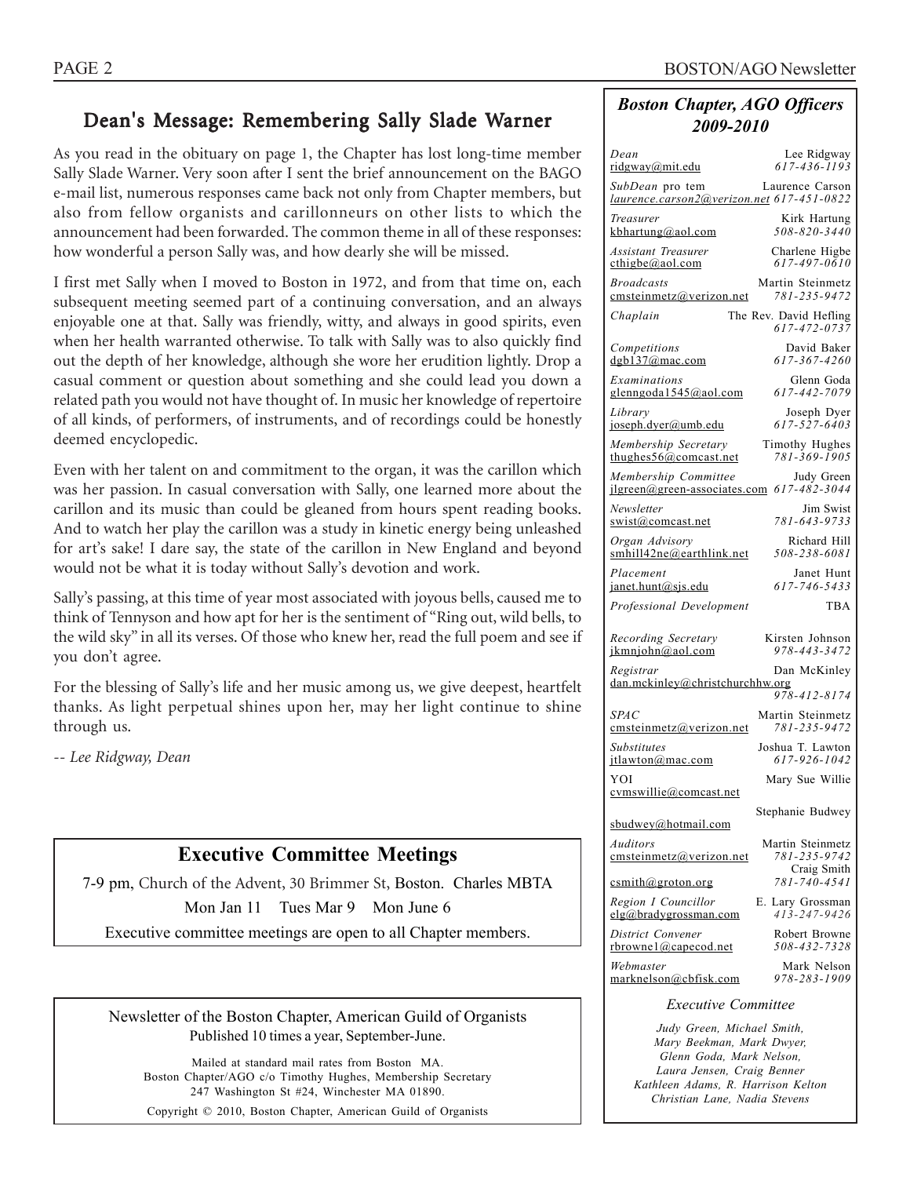## Dean's Message: Remembering Sally Slade Warner

As you read in the obituary on page 1, the Chapter has lost long-time member Sally Slade Warner. Very soon after I sent the brief announcement on the BAGO e-mail list, numerous responses came back not only from Chapter members, but also from fellow organists and carillonneurs on other lists to which the announcement had been forwarded. The common theme in all of these responses: how wonderful a person Sally was, and how dearly she will be missed.

I first met Sally when I moved to Boston in 1972, and from that time on, each subsequent meeting seemed part of a continuing conversation, and an always enjoyable one at that. Sally was friendly, witty, and always in good spirits, even when her health warranted otherwise. To talk with Sally was to also quickly find out the depth of her knowledge, although she wore her erudition lightly. Drop a casual comment or question about something and she could lead you down a related path you would not have thought of. In music her knowledge of repertoire of all kinds, of performers, of instruments, and of recordings could be honestly deemed encyclopedic.

Even with her talent on and commitment to the organ, it was the carillon which was her passion. In casual conversation with Sally, one learned more about the carillon and its music than could be gleaned from hours spent reading books. And to watch her play the carillon was a study in kinetic energy being unleashed for art's sake! I dare say, the state of the carillon in New England and beyond would not be what it is today without Sally's devotion and work.

Sally's passing, at this time of year most associated with joyous bells, caused me to think of Tennyson and how apt for her is the sentiment of "Ring out, wild bells, to the wild sky" in all its verses. Of those who knew her, read the full poem and see if you don't agree.

For the blessing of Sally's life and her music among us, we give deepest, heartfelt thanks. As light perpetual shines upon her, may her light continue to shine through us.

*-- Lee Ridgway, Dean*

## Executive Committee Meetings

7-9 pm, Church of the Advent, 30 Brimmer St, Boston. Charles MBTA

Mon Jan 11 Tues Mar 9 Mon June 6

Executive committee meetings are open to all Chapter members.

Newsletter of the Boston Chapter, American Guild of Organists
Published 10 times a year, September-June.

Mailed at standard mail rates from Boston MA.
Boston Chapter/AGO c/o Timothy Hughes, Membership Secretary
247 Washington St #24, Winchester MA 01890.

Copyright © 2010, Boston Chapter, American Guild of Organists

## *Boston Chapter, AGO Officers 2009-2010*

| Position | Name | Email | Phone |
|---|---|---|---|
| *Dean* | Lee Ridgway | ridgway@mit.edu | *617-436-1193* |
| *SubDean* pro tem | Laurence Carson | *laurence.carson2@verizon.net* | *617-451-0822* |
| *Treasurer* | Kirk Hartung | kbhartung@aol.com | *508-820-3440* |
| *Assistant Treasurer* | Charlene Higbe | cthigbe@aol.com | *617-497-0610* |
| *Broadcasts* | Martin Steinmetz | cmsteinmetz@verizon.net | *781-235-9472* |
| *Chaplain* | The Rev. David Hefling | | *617-472-0737* |
| *Competitions* | David Baker | dgb137@mac.com | *617-367-4260* |
| *Examinations* | Glenn Goda | glenngoda1545@aol.com | *617-442-7079* |
| *Library* | Joseph Dyer | joseph.dyer@umb.edu | *617-527-6403* |
| *Membership Secretary* | Timothy Hughes | thughes56@comcast.net | *781-369-1905* |
| *Membership Committee* | Judy Green | jlgreen@green-associates.com | *617-482-3044* |
| *Newsletter* | Jim Swist | swist@comcast.net | *781-643-9733* |
| *Organ Advisory* | Richard Hill | smhill42ne@earthlink.net | *508-238-6081* |
| *Placement* | Janet Hunt | janet.hunt@sjs.edu | *617-746-5433* |
| *Professional Development* | TBA | | |
| *Recording Secretary* | Kirsten Johnson | jkmnjohn@aol.com | *978-443-3472* |
| *Registrar* | Dan McKinley | dan.mckinley@christchurchhw.org | *978-412-8174* |
| *SPAC* | Martin Steinmetz | cmsteinmetz@verizon.net | *781-235-9472* |
| *Substitutes* | Joshua T. Lawton | jtlawton@mac.com | *617-926-1042* |
| YOI | Mary Sue Willie | cvmswillie@comcast.net | |
| | Stephanie Budwey | sbudwey@hotmail.com | |
| *Auditors* | Martin Steinmetz | cmsteinmetz@verizon.net | *781-235-9742* |
| | Craig Smith | csmith@groton.org | *781-740-4541* |
| *Region I Councillor* | E. Lary Grossman | elg@bradygrossman.com | *413-247-9426* |
| *District Convener* | Robert Browne | rbrowne1@capecod.net | *508-432-7328* |
| *Webmaster* | Mark Nelson | marknelson@cbfisk.com | *978-283-1909* |

*Executive Committee*

*Judy Green, Michael Smith, Mary Beekman, Mark Dwyer, Glenn Goda, Mark Nelson, Laura Jensen, Craig Benner Kathleen Adams, R. Harrison Kelton Christian Lane, Nadia Stevens*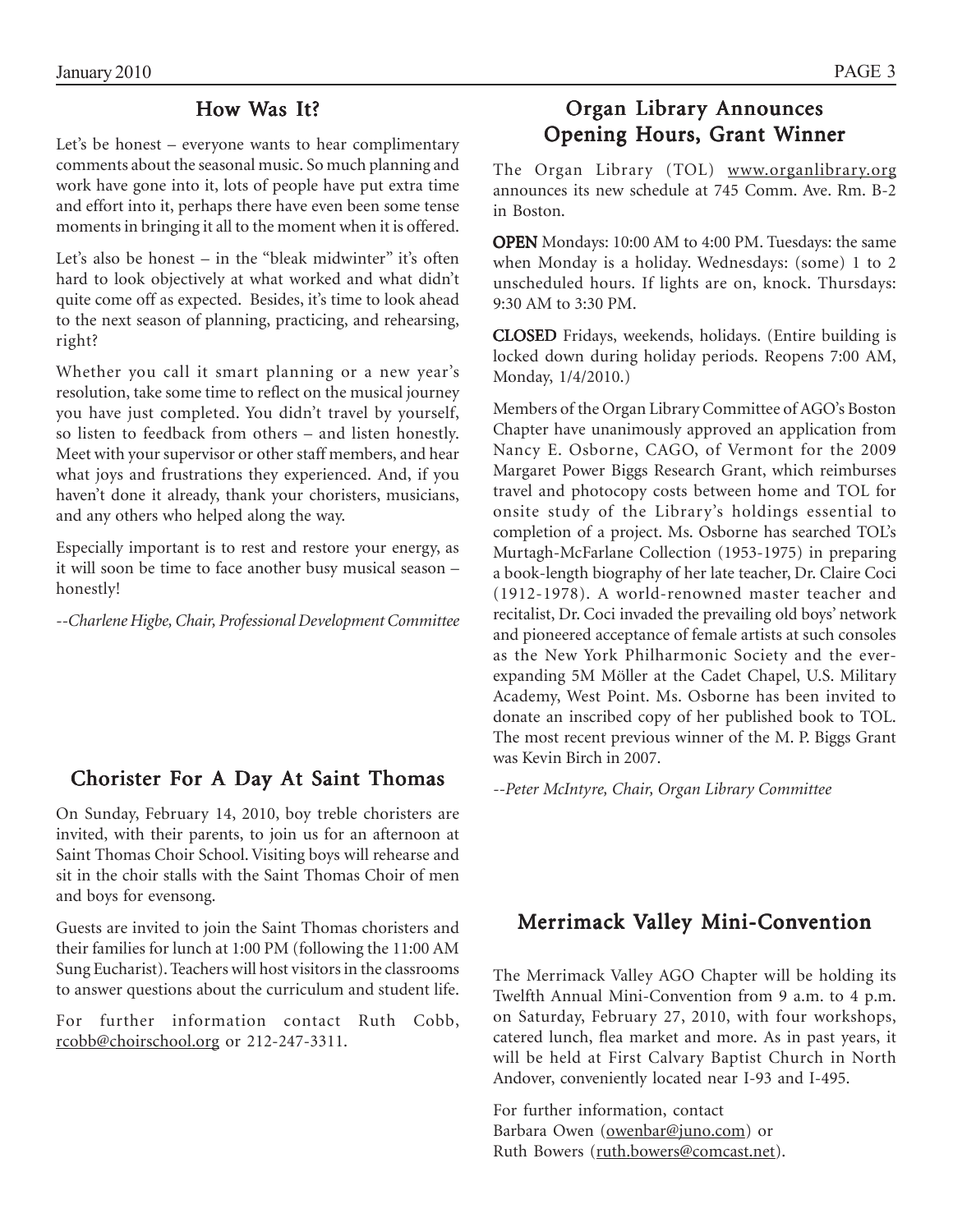## How Was It?

Let's be honest – everyone wants to hear complimentary comments about the seasonal music. So much planning and work have gone into it, lots of people have put extra time and effort into it, perhaps there have even been some tense moments in bringing it all to the moment when it is offered.

Let's also be honest – in the "bleak midwinter" it's often hard to look objectively at what worked and what didn't quite come off as expected. Besides, it's time to look ahead to the next season of planning, practicing, and rehearsing, right?

Whether you call it smart planning or a new year's resolution, take some time to reflect on the musical journey you have just completed. You didn't travel by yourself, so listen to feedback from others – and listen honestly. Meet with your supervisor or other staff members, and hear what joys and frustrations they experienced. And, if you haven't done it already, thank your choristers, musicians, and any others who helped along the way.

Especially important is to rest and restore your energy, as it will soon be time to face another busy musical season – honestly!

*--Charlene Higbe, Chair, Professional Development Committee*

## Chorister For A Day At Saint Thomas

On Sunday, February 14, 2010, boy treble choristers are invited, with their parents, to join us for an afternoon at Saint Thomas Choir School. Visiting boys will rehearse and sit in the choir stalls with the Saint Thomas Choir of men and boys for evensong.

Guests are invited to join the Saint Thomas choristers and their families for lunch at 1:00 PM (following the 11:00 AM Sung Eucharist). Teachers will host visitors in the classrooms to answer questions about the curriculum and student life.

For further information contact Ruth Cobb, rcobb@choirschool.org or 212-247-3311.

## Organ Library Announces Opening Hours, Grant Winner

The Organ Library (TOL) www.organlibrary.org announces its new schedule at 745 Comm. Ave. Rm. B-2 in Boston.

**OPEN** Mondays: 10:00 AM to 4:00 PM. Tuesdays: the same when Monday is a holiday. Wednesdays: (some) 1 to 2 unscheduled hours. If lights are on, knock. Thursdays: 9:30 AM to 3:30 PM.

**CLOSED** Fridays, weekends, holidays. (Entire building is locked down during holiday periods. Reopens 7:00 AM, Monday, 1/4/2010.)

Members of the Organ Library Committee of AGO's Boston Chapter have unanimously approved an application from Nancy E. Osborne, CAGO, of Vermont for the 2009 Margaret Power Biggs Research Grant, which reimburses travel and photocopy costs between home and TOL for onsite study of the Library's holdings essential to completion of a project. Ms. Osborne has searched TOL's Murtagh-McFarlane Collection (1953-1975) in preparing a book-length biography of her late teacher, Dr. Claire Coci (1912-1978). A world-renowned master teacher and recitalist, Dr. Coci invaded the prevailing old boys' network and pioneered acceptance of female artists at such consoles as the New York Philharmonic Society and the ever-expanding 5M Möller at the Cadet Chapel, U.S. Military Academy, West Point. Ms. Osborne has been invited to donate an inscribed copy of her published book to TOL. The most recent previous winner of the M. P. Biggs Grant was Kevin Birch in 2007.

*--Peter McIntyre, Chair, Organ Library Committee*

## Merrimack Valley Mini-Convention

The Merrimack Valley AGO Chapter will be holding its Twelfth Annual Mini-Convention from 9 a.m. to 4 p.m. on Saturday, February 27, 2010, with four workshops, catered lunch, flea market and more. As in past years, it will be held at First Calvary Baptist Church in North Andover, conveniently located near I-93 and I-495.

For further information, contact
Barbara Owen (owenbar@juno.com) or
Ruth Bowers (ruth.bowers@comcast.net).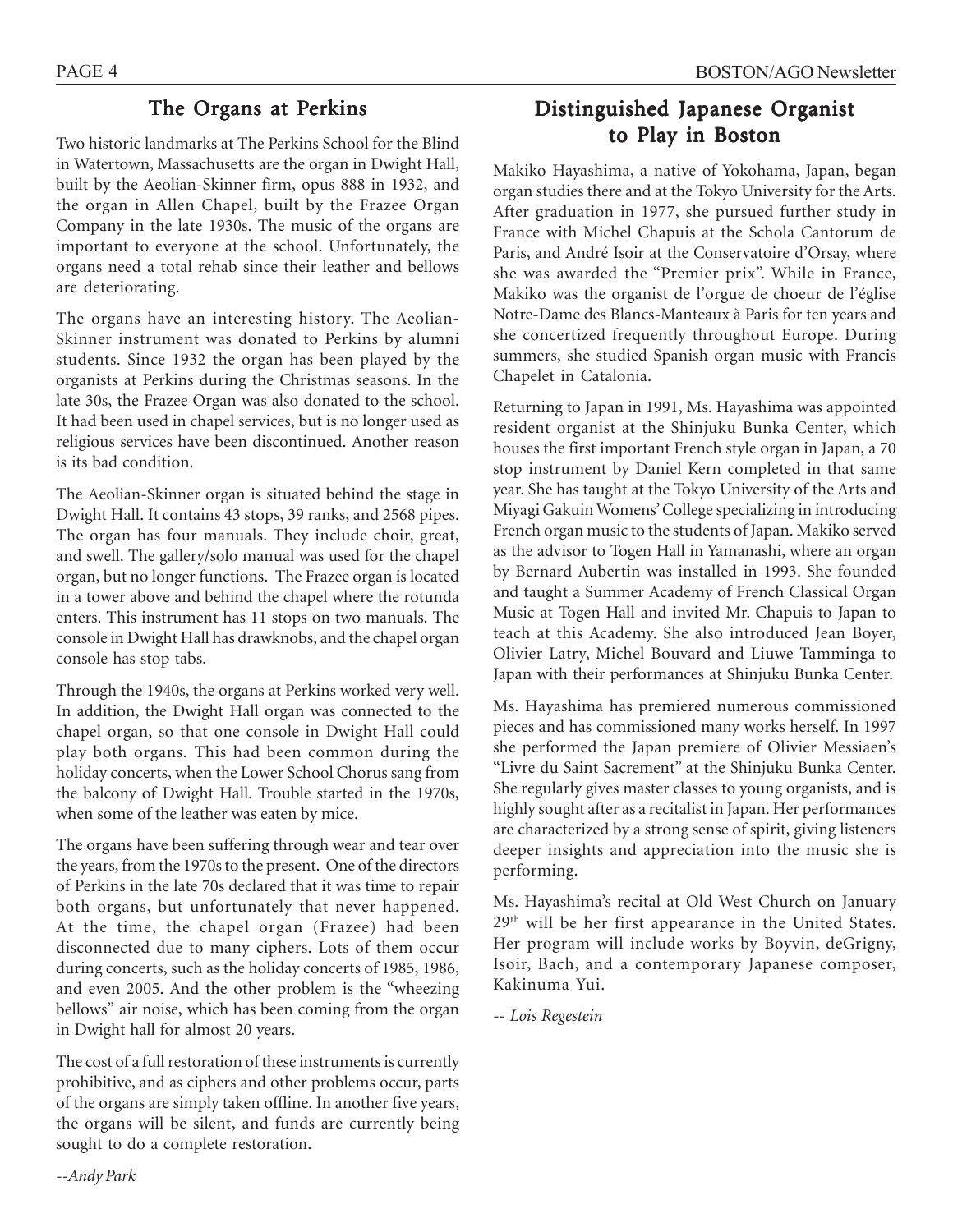## The Organs at Perkins

Two historic landmarks at The Perkins School for the Blind in Watertown, Massachusetts are the organ in Dwight Hall, built by the Aeolian-Skinner firm, opus 888 in 1932, and the organ in Allen Chapel, built by the Frazee Organ Company in the late 1930s. The music of the organs are important to everyone at the school. Unfortunately, the organs need a total rehab since their leather and bellows are deteriorating.

The organs have an interesting history. The Aeolian-Skinner instrument was donated to Perkins by alumni students. Since 1932 the organ has been played by the organists at Perkins during the Christmas seasons. In the late 30s, the Frazee Organ was also donated to the school. It had been used in chapel services, but is no longer used as religious services have been discontinued. Another reason is its bad condition.

The Aeolian-Skinner organ is situated behind the stage in Dwight Hall. It contains 43 stops, 39 ranks, and 2568 pipes. The organ has four manuals. They include choir, great, and swell. The gallery/solo manual was used for the chapel organ, but no longer functions. The Frazee organ is located in a tower above and behind the chapel where the rotunda enters. This instrument has 11 stops on two manuals. The console in Dwight Hall has drawknobs, and the chapel organ console has stop tabs.

Through the 1940s, the organs at Perkins worked very well. In addition, the Dwight Hall organ was connected to the chapel organ, so that one console in Dwight Hall could play both organs. This had been common during the holiday concerts, when the Lower School Chorus sang from the balcony of Dwight Hall. Trouble started in the 1970s, when some of the leather was eaten by mice.

The organs have been suffering through wear and tear over the years, from the 1970s to the present. One of the directors of Perkins in the late 70s declared that it was time to repair both organs, but unfortunately that never happened. At the time, the chapel organ (Frazee) had been disconnected due to many ciphers. Lots of them occur during concerts, such as the holiday concerts of 1985, 1986, and even 2005. And the other problem is the "wheezing bellows" air noise, which has been coming from the organ in Dwight hall for almost 20 years.

The cost of a full restoration of these instruments is currently prohibitive, and as ciphers and other problems occur, parts of the organs are simply taken offline. In another five years, the organs will be silent, and funds are currently being sought to do a complete restoration.

*--Andy Park*

## Distinguished Japanese Organist to Play in Boston

Makiko Hayashima, a native of Yokohama, Japan, began organ studies there and at the Tokyo University for the Arts. After graduation in 1977, she pursued further study in France with Michel Chapuis at the Schola Cantorum de Paris, and André Isoir at the Conservatoire d'Orsay, where she was awarded the "Premier prix". While in France, Makiko was the organist de l'orgue de choeur de l'église Notre-Dame des Blancs-Manteaux à Paris for ten years and she concertized frequently throughout Europe. During summers, she studied Spanish organ music with Francis Chapelet in Catalonia.

Returning to Japan in 1991, Ms. Hayashima was appointed resident organist at the Shinjuku Bunka Center, which houses the first important French style organ in Japan, a 70 stop instrument by Daniel Kern completed in that same year. She has taught at the Tokyo University of the Arts and Miyagi Gakuin Womens' College specializing in introducing French organ music to the students of Japan. Makiko served as the advisor to Togen Hall in Yamanashi, where an organ by Bernard Aubertin was installed in 1993. She founded and taught a Summer Academy of French Classical Organ Music at Togen Hall and invited Mr. Chapuis to Japan to teach at this Academy. She also introduced Jean Boyer, Olivier Latry, Michel Bouvard and Liuwe Tamminga to Japan with their performances at Shinjuku Bunka Center.

Ms. Hayashima has premiered numerous commissioned pieces and has commissioned many works herself. In 1997 she performed the Japan premiere of Olivier Messiaen's "Livre du Saint Sacrement" at the Shinjuku Bunka Center. She regularly gives master classes to young organists, and is highly sought after as a recitalist in Japan. Her performances are characterized by a strong sense of spirit, giving listeners deeper insights and appreciation into the music she is performing.

Ms. Hayashima's recital at Old West Church on January 29th will be her first appearance in the United States. Her program will include works by Boyvin, deGrigny, Isoir, Bach, and a contemporary Japanese composer, Kakinuma Yui.

*-- Lois Regestein*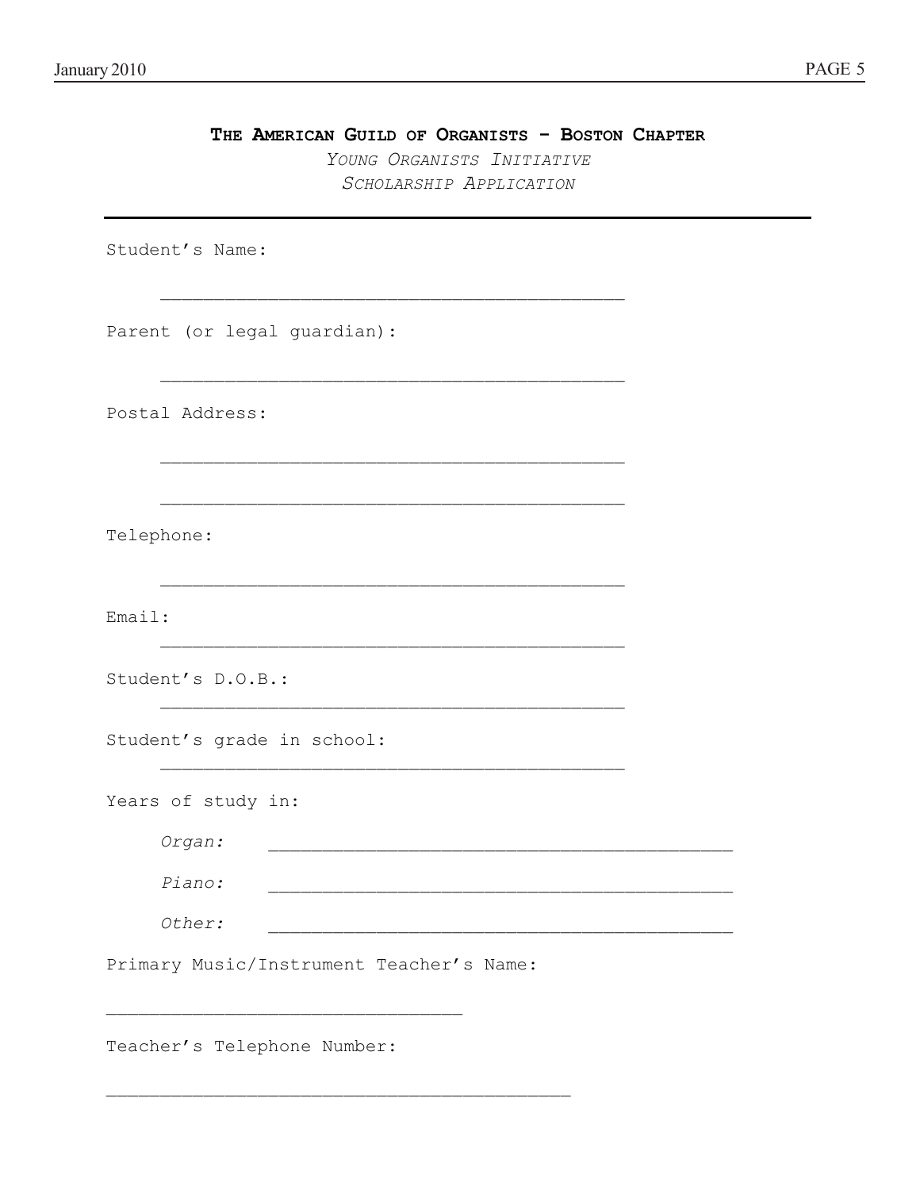# The American Guild of Organists – Boston Chapter

*Young Organists Initiative*

*Scholarship Application*

---

Student's Name:

______________________________________________

Parent (or legal guardian):

______________________________________________

Postal Address:

______________________________________________

______________________________________________

Telephone:

______________________________________________

Email:

______________________________________________

Student's D.O.B.:

______________________________________________

Student's grade in school:

______________________________________________

Years of study in:

*Organ:* ______________________________________________

*Piano:* ______________________________________________

*Other:* ______________________________________________

Primary Music/Instrument Teacher's Name:

_________________________________

Teacher's Telephone Number:

___________________________________________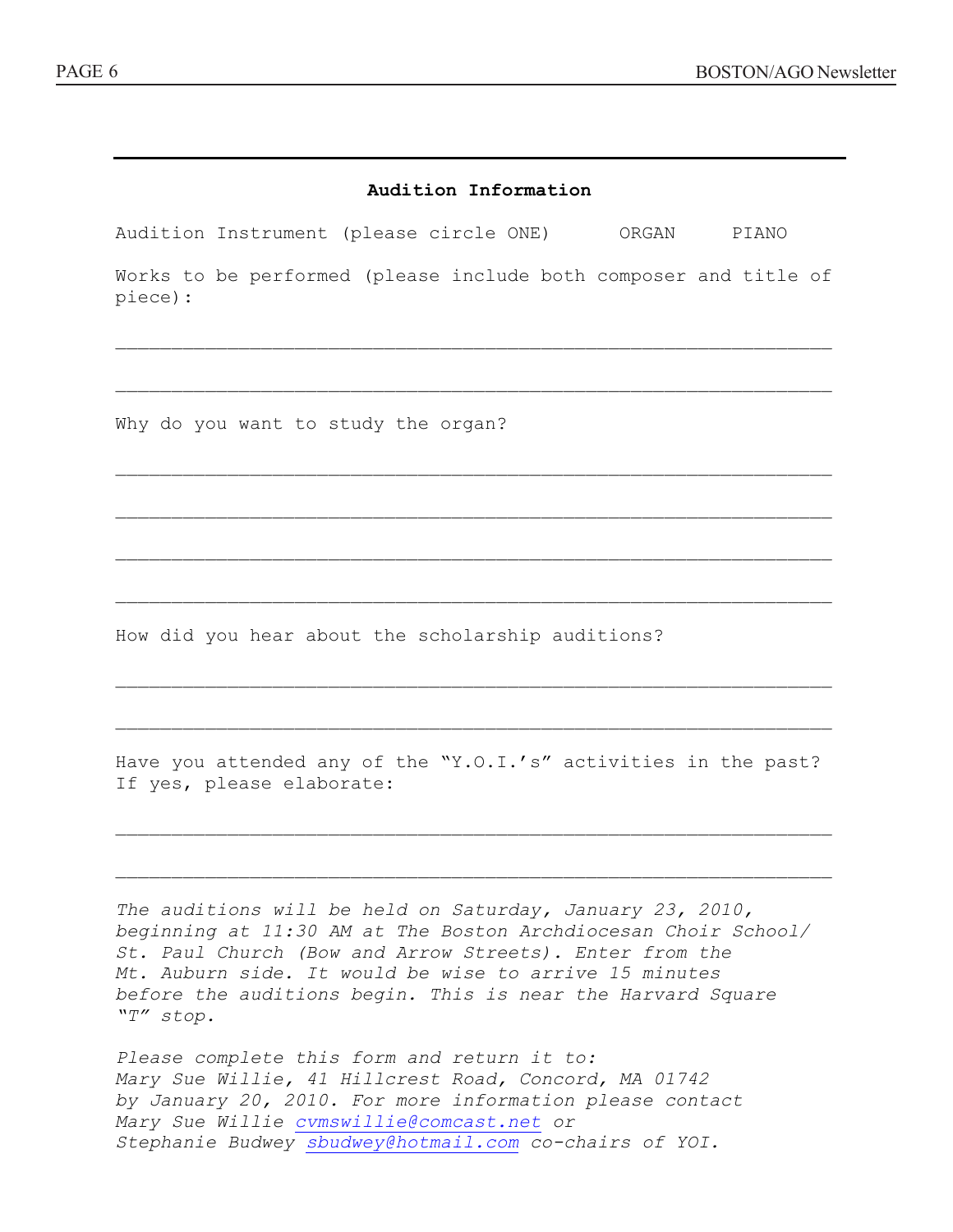## Audition Information

Audition Instrument (please circle ONE)  ORGAN  PIANO

Works to be performed (please include both composer and title of piece):

\_\_\_\_\_\_\_\_\_\_\_\_\_\_\_\_\_\_\_\_\_\_\_\_\_\_\_\_\_\_\_\_\_\_\_\_\_\_\_\_\_\_\_\_\_\_\_\_\_\_\_\_\_\_\_\_\_\_\_\_

\_\_\_\_\_\_\_\_\_\_\_\_\_\_\_\_\_\_\_\_\_\_\_\_\_\_\_\_\_\_\_\_\_\_\_\_\_\_\_\_\_\_\_\_\_\_\_\_\_\_\_\_\_\_\_\_\_\_\_\_

Why do you want to study the organ?

\_\_\_\_\_\_\_\_\_\_\_\_\_\_\_\_\_\_\_\_\_\_\_\_\_\_\_\_\_\_\_\_\_\_\_\_\_\_\_\_\_\_\_\_\_\_\_\_\_\_\_\_\_\_\_\_\_\_\_\_

\_\_\_\_\_\_\_\_\_\_\_\_\_\_\_\_\_\_\_\_\_\_\_\_\_\_\_\_\_\_\_\_\_\_\_\_\_\_\_\_\_\_\_\_\_\_\_\_\_\_\_\_\_\_\_\_\_\_\_\_

\_\_\_\_\_\_\_\_\_\_\_\_\_\_\_\_\_\_\_\_\_\_\_\_\_\_\_\_\_\_\_\_\_\_\_\_\_\_\_\_\_\_\_\_\_\_\_\_\_\_\_\_\_\_\_\_\_\_\_\_

\_\_\_\_\_\_\_\_\_\_\_\_\_\_\_\_\_\_\_\_\_\_\_\_\_\_\_\_\_\_\_\_\_\_\_\_\_\_\_\_\_\_\_\_\_\_\_\_\_\_\_\_\_\_\_\_\_\_\_\_

How did you hear about the scholarship auditions?

\_\_\_\_\_\_\_\_\_\_\_\_\_\_\_\_\_\_\_\_\_\_\_\_\_\_\_\_\_\_\_\_\_\_\_\_\_\_\_\_\_\_\_\_\_\_\_\_\_\_\_\_\_\_\_\_\_\_\_\_

\_\_\_\_\_\_\_\_\_\_\_\_\_\_\_\_\_\_\_\_\_\_\_\_\_\_\_\_\_\_\_\_\_\_\_\_\_\_\_\_\_\_\_\_\_\_\_\_\_\_\_\_\_\_\_\_\_\_\_\_

Have you attended any of the "Y.O.I.'s" activities in the past? If yes, please elaborate:

\_\_\_\_\_\_\_\_\_\_\_\_\_\_\_\_\_\_\_\_\_\_\_\_\_\_\_\_\_\_\_\_\_\_\_\_\_\_\_\_\_\_\_\_\_\_\_\_\_\_\_\_\_\_\_\_\_\_\_\_

\_\_\_\_\_\_\_\_\_\_\_\_\_\_\_\_\_\_\_\_\_\_\_\_\_\_\_\_\_\_\_\_\_\_\_\_\_\_\_\_\_\_\_\_\_\_\_\_\_\_\_\_\_\_\_\_\_\_\_\_

*The auditions will be held on Saturday, January 23, 2010, beginning at 11:30 AM at The Boston Archdiocesan Choir School/ St. Paul Church (Bow and Arrow Streets). Enter from the Mt. Auburn side. It would be wise to arrive 15 minutes before the auditions begin. This is near the Harvard Square "T" stop.*

*Please complete this form and return it to:*
*Mary Sue Willie, 41 Hillcrest Road, Concord, MA 01742*
*by January 20, 2010. For more information please contact*
*Mary Sue Willie cvmswillie@comcast.net or*
*Stephanie Budwey sbudwey@hotmail.com co-chairs of YOI.*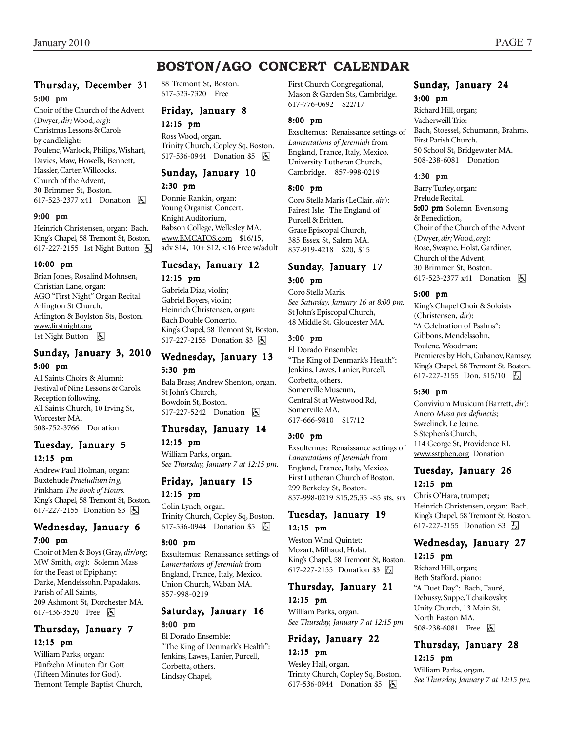# BOSTON/AGO CONCERT CALENDAR

### Thursday, December 31

**5:00 pm**

Choir of the Church of the Advent (Dwyer, *dir;* Wood, *org*): Christmas Lessons & Carols by candlelight: Poulenc, Warlock, Philips, Wishart, Davies, Maw, Howells, Bennett, Hassler, Carter, Willcocks. Church of the Advent, 30 Brimmer St, Boston. 617-523-2377 x41 Donation ♿

**9:00 pm**

Heinrich Christensen, organ: Bach. King's Chapel, 58 Tremont St, Boston. 617-227-2155 1st Night Button ♿

**10:00 pm**

Brian Jones, Rosalind Mohnsen, Christian Lane, organ: AGO "First Night" Organ Recital. Arlington St Church, Arlington & Boylston Sts, Boston. www.firstnight.org 1st Night Button ♿

### Sunday, January 3, 2010

**5:00 pm**

All Saints Choirs & Alumni: Festival of Nine Lessons & Carols. Reception following. All Saints Church, 10 Irving St, Worcester MA. 508-752-3766 Donation

### Tuesday, January 5

**12:15 pm**

Andrew Paul Holman, organ: Buxtehude *Praeludium in g,* Pinkham *The Book of Hours.* King's Chapel, 58 Tremont St, Boston. 617-227-2155 Donation $3 ♿

### Wednesday, January 6

**7:00 pm**

Choir of Men & Boys (Gray, *dir/org*; MW Smith, *org*): Solemn Mass for the Feast of Epiphany: Darke, Mendelssohn, Papadakos. Parish of All Saints, 209 Ashmont St, Dorchester MA. 617-436-3520 Free ♿

### Thursday, January 7

**12:15 pm**

William Parks, organ: Fünfzehn Minuten für Gott (Fifteen Minutes for God). Tremont Temple Baptist Church, 88 Tremont St, Boston. 617-523-7320 Free

### Friday, January 8

**12:15 pm**

Ross Wood, organ. Trinity Church, Copley Sq, Boston. 617-536-0944 Donation $5 ♿

### Sunday, January 10

**2:30 pm**

Donnie Rankin, organ: Young Organist Concert. Knight Auditorium, Babson College, Wellesley MA. www.EMCATOS.com $16/15, adv $14, 10+ $12, <16 Free w/adult

### Tuesday, January 12

**12:15 pm**

Gabriela Diaz, violin; Gabriel Boyers, violin; Heinrich Christensen, organ: Bach Double Concerto. King's Chapel, 58 Tremont St, Boston. 617-227-2155 Donation $3 ♿

### Wednesday, January 13

**5:30 pm**

Bala Brass; Andrew Shenton, organ. St John's Church, Bowdoin St, Boston. 617-227-5242 Donation ♿

### Thursday, January 14

**12:15 pm**

William Parks, organ. *See Thursday, January 7 at 12:15 pm.*

### Friday, January 15

**12:15 pm**

Colin Lynch, organ. Trinity Church, Copley Sq, Boston. 617-536-0944 Donation $5 ♿

**8:00 pm**

Exsultemus: Renaissance settings of *Lamentations of Jeremiah* from England, France, Italy, Mexico. Union Church, Waban MA. 857-998-0219

### Saturday, January 16

**8:00 pm**

El Dorado Ensemble: "The King of Denmark's Health": Jenkins, Lawes, Lanier, Purcell, Corbetta, others. Lindsay Chapel, First Church Congregational, Mason & Garden Sts, Cambridge. 617-776-0692 $22/17

**8:00 pm**

Exsultemus: Renaissance settings of *Lamentations of Jeremiah* from England, France, Italy, Mexico. University Lutheran Church, Cambridge. 857-998-0219

**8:00 pm**

Coro Stella Maris (LeClair, *dir*): Fairest Isle: The England of Purcell & Britten. Grace Episcopal Church, 385 Essex St, Salem MA. 857-919-4218 $20, $15

### Sunday, January 17

**3:00 pm**

Coro Stella Maris. *See Saturday, January 16 at 8:00 pm.* St John's Episcopal Church, 48 Middle St, Gloucester MA.

**3:00 pm**

El Dorado Ensemble: "The King of Denmark's Health": Jenkins, Lawes, Lanier, Purcell, Corbetta, others. Somerville Museum, Central St at Westwood Rd, Somerville MA. 617-666-9810 $17/12

**3:00 pm**

Exsultemus: Renaissance settings of *Lamentations of Jeremiah* from England, France, Italy, Mexico. First Lutheran Church of Boston. 299 Berkeley St, Boston. 857-998-0219 $15,25,35 -$5 sts, srs

### Tuesday, January 19

**12:15 pm**

Weston Wind Quintet: Mozart, Milhaud, Holst. King's Chapel, 58 Tremont St, Boston. 617-227-2155 Donation $3 ♿

### Thursday, January 21

**12:15 pm**

William Parks, organ. *See Thursday, January 7 at 12:15 pm.*

### Friday, January 22

**12:15 pm**

Wesley Hall, organ. Trinity Church, Copley Sq, Boston. 617-536-0944 Donation $5 ♿

### Sunday, January 24

**3:00 pm**

Richard Hill, organ; Vacherweill Trio: Bach, Stoessel, Schumann, Brahms. First Parish Church, 50 School St, Bridgewater MA. 508-238-6081 Donation

**4:30 pm**

Barry Turley, organ: Prelude Recital. **5:00 pm** Solemn Evensong & Benediction, Choir of the Church of the Advent (Dwyer, *dir;* Wood, *org*): Rose, Swayne, Holst, Gardiner. Church of the Advent, 30 Brimmer St, Boston. 617-523-2377 x41 Donation ♿

**5:00 pm**

King's Chapel Choir & Soloists (Christensen, *dir*): "A Celebration of Psalms": Gibbons, Mendelssohn, Poulenc, Woodman; Premieres by Hoh, Gubanov, Ramsay. King's Chapel, 58 Tremont St, Boston. 617-227-2155 Don. $15/10 ♿

**5:30 pm**

Convivium Musicum (Barrett, *dir*): Anero *Missa pro defunctis;* Sweelinck, Le Jeune. S Stephen's Church, 114 George St, Providence RI. www.sstphen.org Donation

### Tuesday, January 26

**12:15 pm**

Chris O'Hara, trumpet; Heinrich Christensen, organ: Bach. King's Chapel, 58 Tremont St, Boston. 617-227-2155 Donation $3 ♿

### Wednesday, January 27

**12:15 pm**

Richard Hill, organ; Beth Stafford, piano: "A Duet Day": Bach, Fauré, Debussy, Suppe, Tchaikovsky. Unity Church, 13 Main St, North Easton MA. 508-238-6081 Free ♿

### Thursday, January 28

**12:15 pm**

William Parks, organ. *See Thursday, January 7 at 12:15 pm.*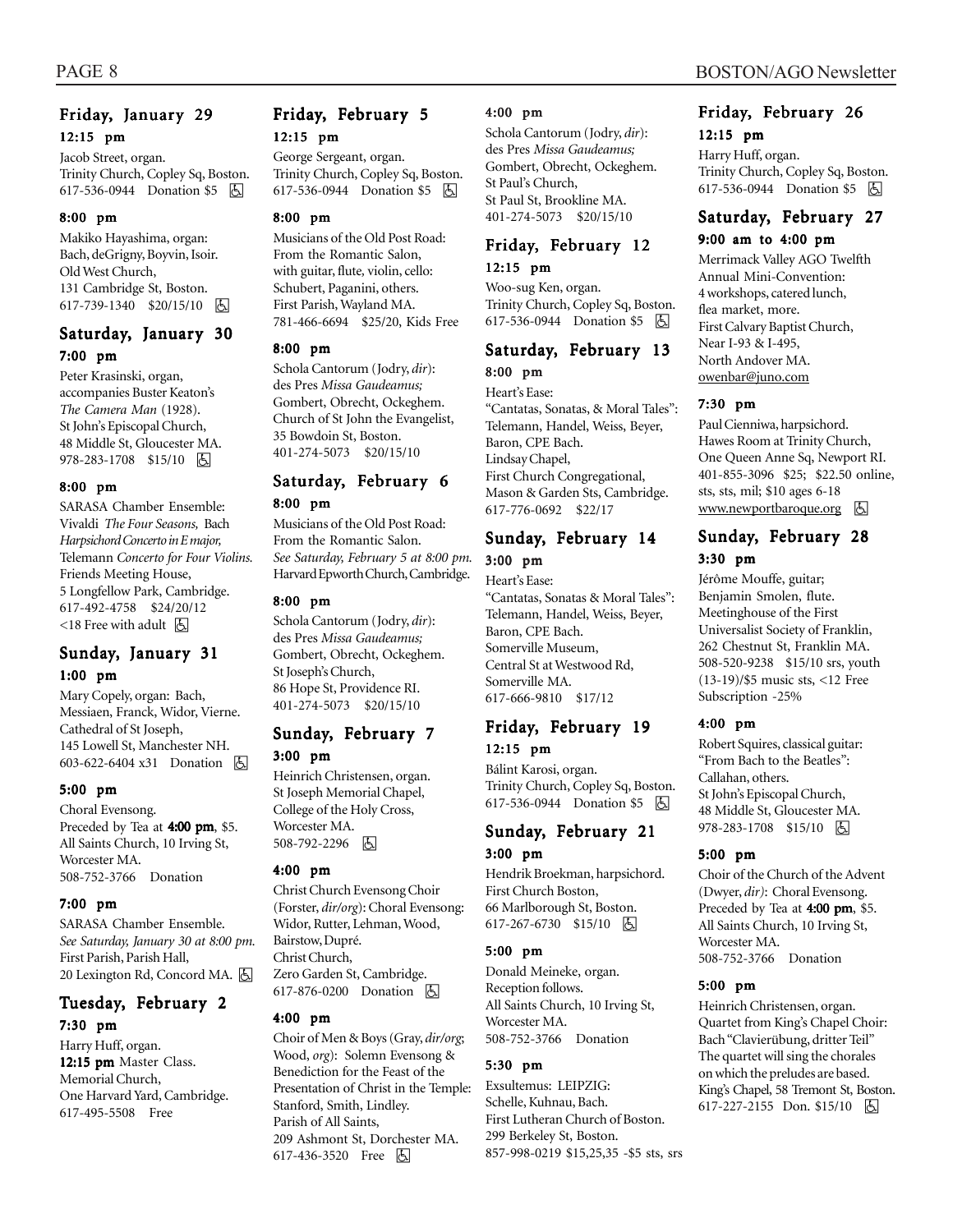## Friday, January 29

### 12:15 pm

Jacob Street, organ.
Trinity Church, Copley Sq, Boston.
617-536-0944 Donation $5 ♿

### 8:00 pm

Makiko Hayashima, organ:
Bach, deGrigny, Boyvin, Isoir.
Old West Church,
131 Cambridge St, Boston.
617-739-1340 $20/15/10 ♿

## Saturday, January 30

### 7:00 pm

Peter Krasinski, organ,
accompanies Buster Keaton's
*The Camera Man* (1928).
St John's Episcopal Church,
48 Middle St, Gloucester MA.
978-283-1708 $15/10 ♿

### 8:00 pm

SARASA Chamber Ensemble:
Vivaldi *The Four Seasons,* Bach
*Harpsichord Concerto in E major,*
Telemann *Concerto for Four Violins.*
Friends Meeting House,
5 Longfellow Park, Cambridge.
617-492-4758 $24/20/12
<18 Free with adult ♿

## Sunday, January 31

### 1:00 pm

Mary Copely, organ: Bach,
Messiaen, Franck, Widor, Vierne.
Cathedral of St Joseph,
145 Lowell St, Manchester NH.
603-622-6404 x31 Donation ♿

### 5:00 pm

Choral Evensong.
Preceded by Tea at **4:00 pm**, $5.
All Saints Church, 10 Irving St,
Worcester MA.
508-752-3766 Donation

### 7:00 pm

SARASA Chamber Ensemble.
*See Saturday, January 30 at 8:00 pm.*
First Parish, Parish Hall,
20 Lexington Rd, Concord MA. ♿

## Tuesday, February 2

### 7:30 pm

Harry Huff, organ.
**12:15 pm** Master Class.
Memorial Church,
One Harvard Yard, Cambridge.
617-495-5508 Free

## Friday, February 5

### 12:15 pm

George Sergeant, organ.
Trinity Church, Copley Sq, Boston.
617-536-0944 Donation $5 ♿

### 8:00 pm

Musicians of the Old Post Road:
From the Romantic Salon,
with guitar, flute, violin, cello:
Schubert, Paganini, others.
First Parish, Wayland MA.
781-466-6694 $25/20, Kids Free

### 8:00 pm

Schola Cantorum (Jodry, *dir*):
des Pres *Missa Gaudeamus;*
Gombert, Obrecht, Ockeghem.
Church of St John the Evangelist,
35 Bowdoin St, Boston.
401-274-5073 $20/15/10

## Saturday, February 6

### 8:00 pm

Musicians of the Old Post Road:
From the Romantic Salon.
*See Saturday, February 5 at 8:00 pm.*
Harvard Epworth Church, Cambridge.

### 8:00 pm

Schola Cantorum (Jodry, *dir*):
des Pres *Missa Gaudeamus;*
Gombert, Obrecht, Ockeghem.
St Joseph's Church,
86 Hope St, Providence RI.
401-274-5073 $20/15/10

## Sunday, February 7

### 3:00 pm

Heinrich Christensen, organ.
St Joseph Memorial Chapel,
College of the Holy Cross,
Worcester MA.
508-792-2296 ♿

### 4:00 pm

Christ Church Evensong Choir
(Forster, *dir/org*): Choral Evensong:
Widor, Rutter, Lehman, Wood,
Bairstow, Dupré.
Christ Church,
Zero Garden St, Cambridge.
617-876-0200 Donation ♿

### 4:00 pm

Choir of Men & Boys (Gray, *dir/org*;
Wood, *org*): Solemn Evensong &
Benediction for the Feast of the
Presentation of Christ in the Temple:
Stanford, Smith, Lindley.
Parish of All Saints,
209 Ashmont St, Dorchester MA.
617-436-3520 Free ♿

### 4:00 pm

Schola Cantorum (Jodry, *dir*):
des Pres *Missa Gaudeamus;*
Gombert, Obrecht, Ockeghem.
St Paul's Church,
St Paul St, Brookline MA.
401-274-5073 $20/15/10

## Friday, February 12

### 12:15 pm

Woo-sug Ken, organ.
Trinity Church, Copley Sq, Boston.
617-536-0944 Donation $5 ♿

## Saturday, February 13

### 8:00 pm

Heart's Ease:
"Cantatas, Sonatas, & Moral Tales":
Telemann, Handel, Weiss, Beyer,
Baron, CPE Bach.
Lindsay Chapel,
First Church Congregational,
Mason & Garden Sts, Cambridge.
617-776-0692 $22/17

## Sunday, February 14

### 3:00 pm

Heart's Ease:
"Cantatas, Sonatas & Moral Tales":
Telemann, Handel, Weiss, Beyer,
Baron, CPE Bach.
Somerville Museum,
Central St at Westwood Rd,
Somerville MA.
617-666-9810 $17/12

## Friday, February 19

### 12:15 pm

Bálint Karosi, organ.
Trinity Church, Copley Sq, Boston.
617-536-0944 Donation $5 ♿

## Sunday, February 21

### 3:00 pm

Hendrik Broekman, harpsichord.
First Church Boston,
66 Marlborough St, Boston.
617-267-6730 $15/10 ♿

### 5:00 pm

Donald Meineke, organ.
Reception follows.
All Saints Church, 10 Irving St,
Worcester MA.
508-752-3766 Donation

### 5:30 pm

Exsultemus: LEIPZIG:
Schelle, Kuhnau, Bach.
First Lutheran Church of Boston.
299 Berkeley St, Boston.
857-998-0219 $15,25,35 -$5 sts, srs

## Friday, February 26

### 12:15 pm

Harry Huff, organ.
Trinity Church, Copley Sq, Boston.
617-536-0944 Donation $5 ♿

## Saturday, February 27

### 9:00 am to 4:00 pm

Merrimack Valley AGO Twelfth
Annual Mini-Convention:
4 workshops, catered lunch,
flea market, more.
First Calvary Baptist Church,
Near I-93 & I-495,
North Andover MA.
owenbar@juno.com

### 7:30 pm

Paul Cienniwa, harpsichord.
Hawes Room at Trinity Church,
One Queen Anne Sq, Newport RI.
401-855-3096 $25; $22.50 online,
sts, sts, mil; $10 ages 6-18
www.newportbaroque.org ♿

## Sunday, February 28

### 3:30 pm

Jérôme Mouffe, guitar;
Benjamin Smolen, flute.
Meetinghouse of the First
Universalist Society of Franklin,
262 Chestnut St, Franklin MA.
508-520-9238 $15/10 srs, youth
(13-19)/$5 music sts, <12 Free
Subscription -25%

### 4:00 pm

Robert Squires, classical guitar:
"From Bach to the Beatles":
Callahan, others.
St John's Episcopal Church,
48 Middle St, Gloucester MA.
978-283-1708 $15/10 ♿

### 5:00 pm

Choir of the Church of the Advent
(Dwyer, *dir*): Choral Evensong.
Preceded by Tea at **4:00 pm**, $5.
All Saints Church, 10 Irving St,
Worcester MA.
508-752-3766 Donation

### 5:00 pm

Heinrich Christensen, organ.
Quartet from King's Chapel Choir:
Bach "Clavierübung, dritter Teil"
The quartet will sing the chorales
on which the preludes are based.
King's Chapel, 58 Tremont St, Boston.
617-227-2155 Don. $15/10 ♿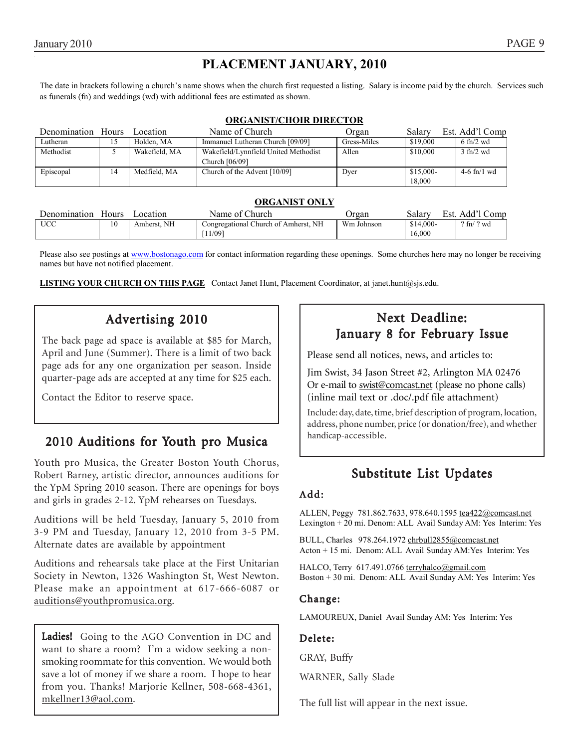# PLACEMENT JANUARY, 2010

The date in brackets following a church's name shows when the church first requested a listing. Salary is income paid by the church. Services such as funerals (fn) and weddings (wd) with additional fees are estimated as shown.

## ORGANIST/CHOIR DIRECTOR

| Denomination | Hours | Location | Name of Church | Organ | Salary | Est. Add'l Comp |
|---|---|---|---|---|---|---|
| Lutheran | 15 | Holden, MA | Immanuel Lutheran Church [09/09] | Gress-Miles | $19,000 | 6 fn/2 wd |
| Methodist | 5 | Wakefield, MA | Wakefield/Lynnfield United Methodist Church [06/09] | Allen | $10,000 | 3 fn/2 wd |
| Episcopal | 14 | Medfield, MA | Church of the Advent [10/09] | Dyer | $15,000-18,000 | 4-6 fn/1 wd |

## ORGANIST ONLY

| Denomination | Hours | Location | Name of Church | Organ | Salary | Est. Add'l Comp |
|---|---|---|---|---|---|---|
| UCC | 10 | Amherst, NH | Congregational Church of Amherst, NH [11/09] | Wm Johnson | $14,000-16,000 | ? fn/ ? wd |

Please also see postings at www.bostonago.com for contact information regarding these openings. Some churches here may no longer be receiving names but have not notified placement.

**LISTING YOUR CHURCH ON THIS PAGE** Contact Janet Hunt, Placement Coordinator, at janet.hunt@sjs.edu.

## Advertising 2010

The back page ad space is available at $85 for March, April and June (Summer). There is a limit of two back page ads for any one organization per season. Inside quarter-page ads are accepted at any time for $25 each.

Contact the Editor to reserve space.

## 2010 Auditions for Youth pro Musica

Youth pro Musica, the Greater Boston Youth Chorus, Robert Barney, artistic director, announces auditions for the YpM Spring 2010 season. There are openings for boys and girls in grades 2-12. YpM rehearses on Tuesdays.

Auditions will be held Tuesday, January 5, 2010 from 3-9 PM and Tuesday, January 12, 2010 from 3-5 PM. Alternate dates are available by appointment

Auditions and rehearsals take place at the First Unitarian Society in Newton, 1326 Washington St, West Newton. Please make an appointment at 617-666-6087 or auditions@youthpromusica.org.

**Ladies!** Going to the AGO Convention in DC and want to share a room? I'm a widow seeking a non-smoking roommate for this convention. We would both save a lot of money if we share a room. I hope to hear from you. Thanks! Marjorie Kellner, 508-668-4361, mkellner13@aol.com.

## Next Deadline: January 8 for February Issue

Please send all notices, news, and articles to:

Jim Swist, 34 Jason Street #2, Arlington MA 02476
Or e-mail to swist@comcast.net (please no phone calls) (inline mail text or .doc/.pdf file attachment)

Include: day, date, time, brief description of program, location, address, phone number, price (or donation/free), and whether handicap-accessible.

## Substitute List Updates

### Add:

ALLEN, Peggy 781.862.7633, 978.640.1595 tea422@comcast.net
Lexington + 20 mi. Denom: ALL Avail Sunday AM: Yes Interim: Yes

BULL, Charles 978.264.1972 chrbull2855@comcast.net
Acton + 15 mi. Denom: ALL Avail Sunday AM:Yes Interim: Yes

HALCO, Terry 617.491.0766 terryhalco@gmail.com
Boston + 30 mi. Denom: ALL Avail Sunday AM: Yes Interim: Yes

### Change:

LAMOUREUX, Daniel Avail Sunday AM: Yes Interim: Yes

### Delete:

GRAY, Buffy

WARNER, Sally Slade

The full list will appear in the next issue.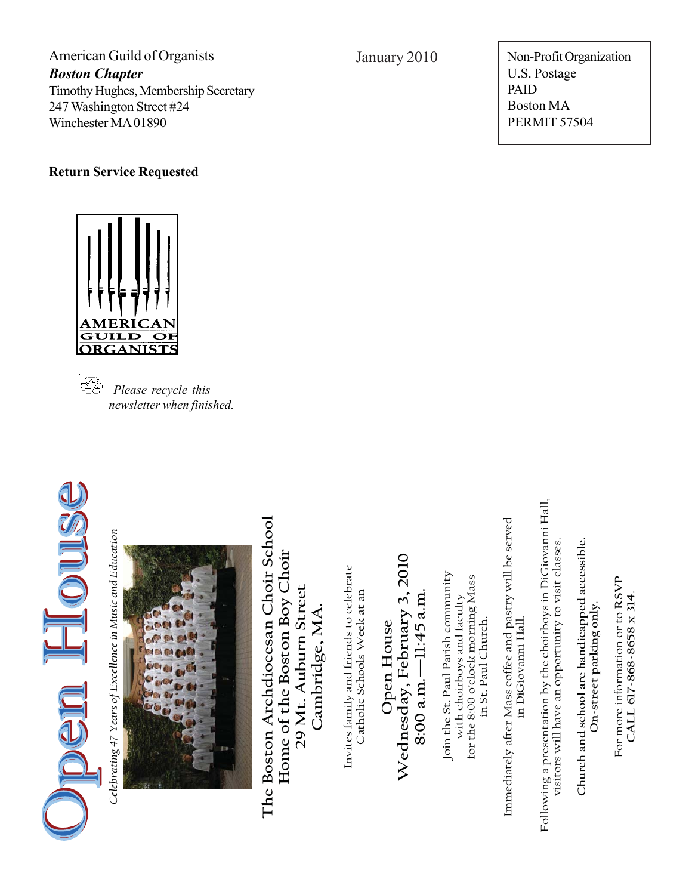American Guild of Organists

***Boston Chapter***

Timothy Hughes, Membership Secretary
247 Washington Street #24
Winchester MA 01890

January 2010

Non-Profit Organization
U.S. Postage
PAID
Boston MA
PERMIT 57504

**Return Service Requested**

AMERICAN GUILD OF ORGANISTS

*Please recycle this newsletter when finished.*

# Open House

*Celebrating 47 Years of Excellence in Music and Education*

**The Boston Archdiocesan Choir School**
**Home of the Boston Boy Choir**
**29 Mt. Auburn Street**
**Cambridge, MA.**

Invites family and friends to celebrate Catholic Schools Week at an

**Open House**
**Wednesday, February 3, 2010**
**8:00 a.m.—11:45 a.m.**

Join the St. Paul Parish community with choirboys and faculty for the 8:00 o'clock morning Mass in St. Paul Church.

Immediately after Mass coffee and pastry will be served in DiGiovanni Hall.

Following a presentation by the choirboys in DiGiovanni Hall, visitors will have an opportunity to visit classes.

**Church and school are handicapped accessible.**
On-street parking only.

For more information or to **RSVP**
**CALL 617-868-8658 x 314.**